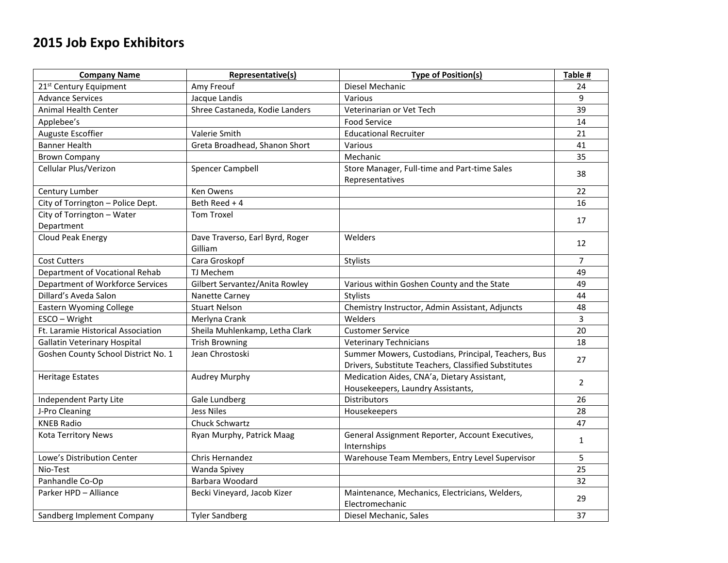# 2015 Job Expo Exhibitors

| Company Name | Representative(s) | Type of Position(s) | Table # |
|---|---|---|---|
| 21st Century Equipment | Amy Freouf | Diesel Mechanic | 24 |
| Advance Services | Jacque Landis | Various | 9 |
| Animal Health Center | Shree Castaneda, Kodie Landers | Veterinarian or Vet Tech | 39 |
| Applebee's | | Food Service | 14 |
| Auguste Escoffier | Valerie Smith | Educational Recruiter | 21 |
| Banner Health | Greta Broadhead, Shanon Short | Various | 41 |
| Brown Company | | Mechanic | 35 |
| Cellular Plus/Verizon | Spencer Campbell | Store Manager, Full-time and Part-time Sales Representatives | 38 |
| Century Lumber | Ken Owens | | 22 |
| City of Torrington – Police Dept. | Beth Reed + 4 | | 16 |
| City of Torrington – Water Department | Tom Troxel | | 17 |
| Cloud Peak Energy | Dave Traverso, Earl Byrd, Roger Gilliam | Welders | 12 |
| Cost Cutters | Cara Groskopf | Stylists | 7 |
| Department of Vocational Rehab | TJ Mechem | | 49 |
| Department of Workforce Services | Gilbert Servantez/Anita Rowley | Various within Goshen County and the State | 49 |
| Dillard's Aveda Salon | Nanette Carney | Stylists | 44 |
| Eastern Wyoming College | Stuart Nelson | Chemistry Instructor, Admin Assistant, Adjuncts | 48 |
| ESCO – Wright | Merlyna Crank | Welders | 3 |
| Ft. Laramie Historical Association | Sheila Muhlenkamp, Letha Clark | Customer Service | 20 |
| Gallatin Veterinary Hospital | Trish Browning | Veterinary Technicians | 18 |
| Goshen County School District No. 1 | Jean Chrostoski | Summer Mowers, Custodians, Principal, Teachers, Bus Drivers, Substitute Teachers, Classified Substitutes | 27 |
| Heritage Estates | Audrey Murphy | Medication Aides, CNA'a, Dietary Assistant, Housekeepers, Laundry Assistants, | 2 |
| Independent Party Lite | Gale Lundberg | Distributors | 26 |
| J-Pro Cleaning | Jess Niles | Housekeepers | 28 |
| KNEB Radio | Chuck Schwartz | | 47 |
| Kota Territory News | Ryan Murphy, Patrick Maag | General Assignment Reporter, Account Executives, Internships | 1 |
| Lowe's Distribution Center | Chris Hernandez | Warehouse Team Members, Entry Level Supervisor | 5 |
| Nio-Test | Wanda Spivey | | 25 |
| Panhandle Co-Op | Barbara Woodard | | 32 |
| Parker HPD – Alliance | Becki Vineyard, Jacob Kizer | Maintenance, Mechanics, Electricians, Welders, Electromechanic | 29 |
| Sandberg Implement Company | Tyler Sandberg | Diesel Mechanic, Sales | 37 |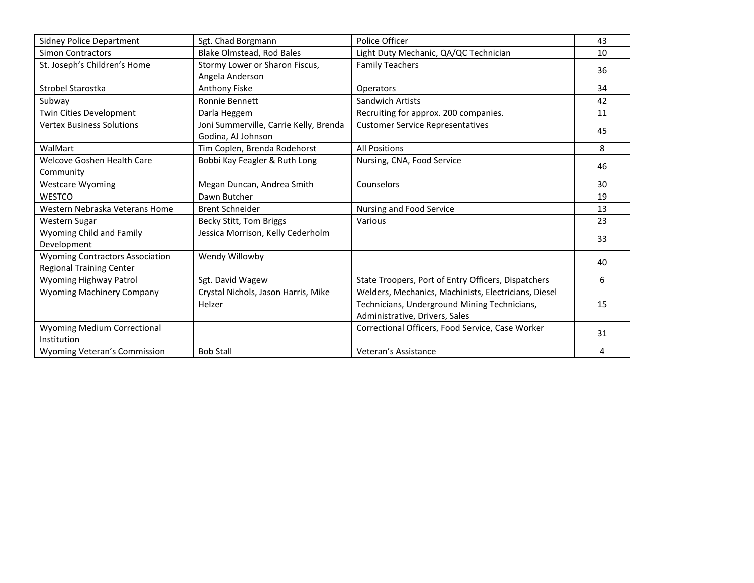| | | | |
|---|---|---|---|
| Sidney Police Department | Sgt. Chad Borgmann | Police Officer | 43 |
| Simon Contractors | Blake Olmstead, Rod Bales | Light Duty Mechanic, QA/QC Technician | 10 |
| St. Joseph's Children's Home | Stormy Lower or Sharon Fiscus, Angela Anderson | Family Teachers | 36 |
| Strobel Starostka | Anthony Fiske | Operators | 34 |
| Subway | Ronnie Bennett | Sandwich Artists | 42 |
| Twin Cities Development | Darla Heggem | Recruiting for approx. 200 companies. | 11 |
| Vertex Business Solutions | Joni Summerville, Carrie Kelly, Brenda Godina, AJ Johnson | Customer Service Representatives | 45 |
| WalMart | Tim Coplen, Brenda Rodehorst | All Positions | 8 |
| Welcove Goshen Health Care Community | Bobbi Kay Feagler & Ruth Long | Nursing, CNA, Food Service | 46 |
| Westcare Wyoming | Megan Duncan, Andrea Smith | Counselors | 30 |
| WESTCO | Dawn Butcher | | 19 |
| Western Nebraska Veterans Home | Brent Schneider | Nursing and Food Service | 13 |
| Western Sugar | Becky Stitt, Tom Briggs | Various | 23 |
| Wyoming Child and Family Development | Jessica Morrison, Kelly Cederholm | | 33 |
| Wyoming Contractors Association Regional Training Center | Wendy Willowby | | 40 |
| Wyoming Highway Patrol | Sgt. David Wagew | State Troopers, Port of Entry Officers, Dispatchers | 6 |
| Wyoming Machinery Company | Crystal Nichols, Jason Harris, Mike Helzer | Welders, Mechanics, Machinists, Electricians, Diesel Technicians, Underground Mining Technicians, Administrative, Drivers, Sales | 15 |
| Wyoming Medium Correctional Institution | | Correctional Officers, Food Service, Case Worker | 31 |
| Wyoming Veteran's Commission | Bob Stall | Veteran's Assistance | 4 |